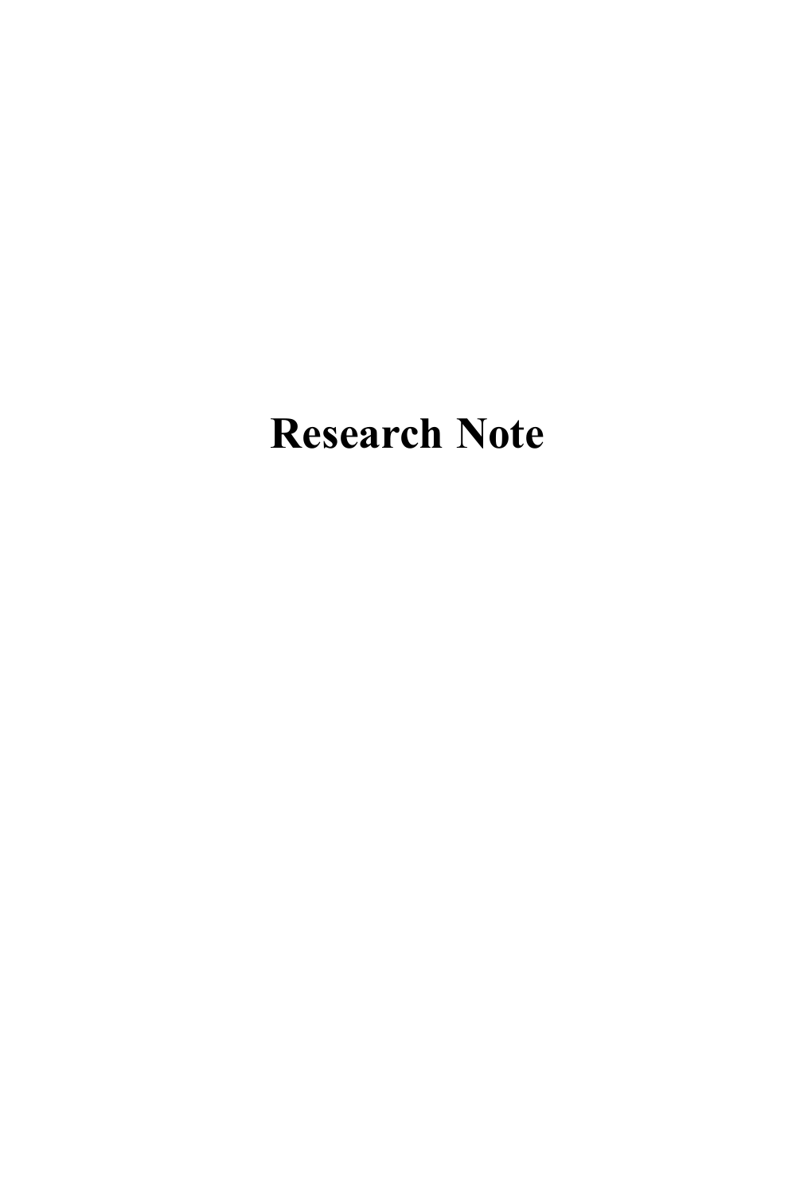# Research Note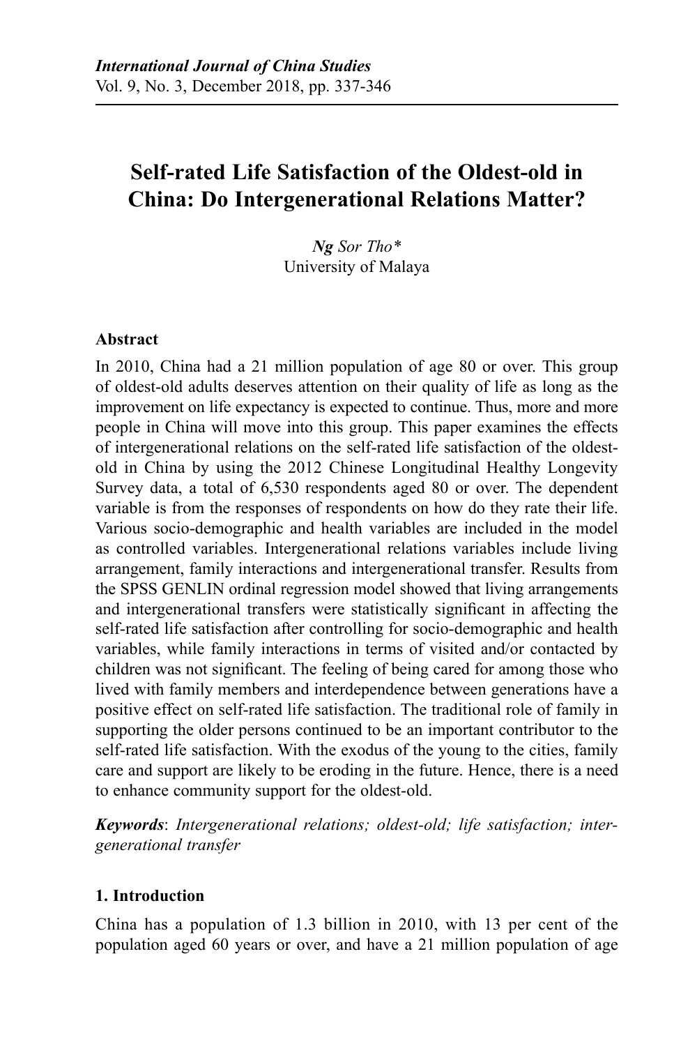# Self-rated Life Satisfaction of the Oldest-old in China: Do Intergenerational Relations Matter?

*Ng* *Sor Tho\**
University of Malaya

## Abstract

In 2010, China had a 21 million population of age 80 or over. This group of oldest-old adults deserves attention on their quality of life as long as the improvement on life expectancy is expected to continue. Thus, more and more people in China will move into this group. This paper examines the effects of intergenerational relations on the self-rated life satisfaction of the oldest-old in China by using the 2012 Chinese Longitudinal Healthy Longevity Survey data, a total of 6,530 respondents aged 80 or over. The dependent variable is from the responses of respondents on how do they rate their life. Various socio-demographic and health variables are included in the model as controlled variables. Intergenerational relations variables include living arrangement, family interactions and intergenerational transfer. Results from the SPSS GENLIN ordinal regression model showed that living arrangements and intergenerational transfers were statistically significant in affecting the self-rated life satisfaction after controlling for socio-demographic and health variables, while family interactions in terms of visited and/or contacted by children was not significant. The feeling of being cared for among those who lived with family members and interdependence between generations have a positive effect on self-rated life satisfaction. The traditional role of family in supporting the older persons continued to be an important contributor to the self-rated life satisfaction. With the exodus of the young to the cities, family care and support are likely to be eroding in the future. Hence, there is a need to enhance community support for the oldest-old.

***Keywords***: *Intergenerational relations; oldest-old; life satisfaction; intergenerational transfer*

## 1. Introduction

China has a population of 1.3 billion in 2010, with 13 per cent of the population aged 60 years or over, and have a 21 million population of age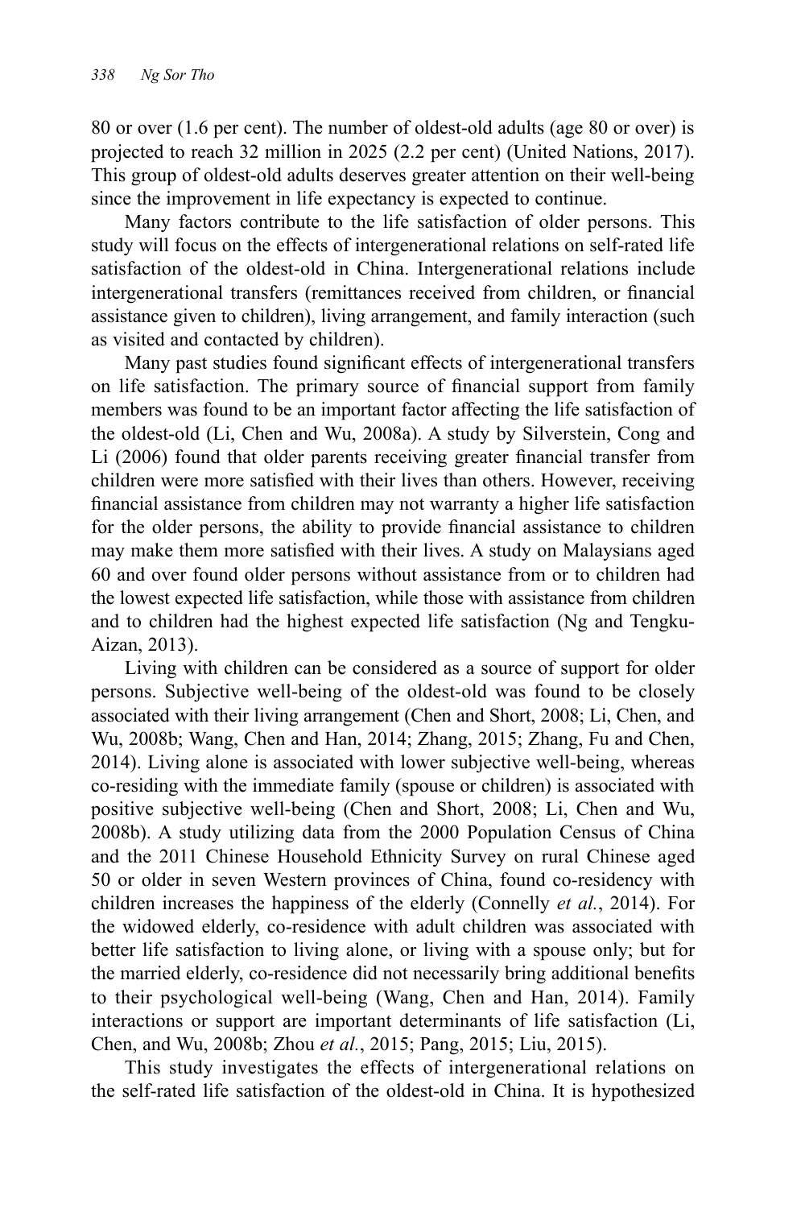80 or over (1.6 per cent). The number of oldest-old adults (age 80 or over) is projected to reach 32 million in 2025 (2.2 per cent) (United Nations, 2017). This group of oldest-old adults deserves greater attention on their well-being since the improvement in life expectancy is expected to continue.

Many factors contribute to the life satisfaction of older persons. This study will focus on the effects of intergenerational relations on self-rated life satisfaction of the oldest-old in China. Intergenerational relations include intergenerational transfers (remittances received from children, or financial assistance given to children), living arrangement, and family interaction (such as visited and contacted by children).

Many past studies found significant effects of intergenerational transfers on life satisfaction. The primary source of financial support from family members was found to be an important factor affecting the life satisfaction of the oldest-old (Li, Chen and Wu, 2008a). A study by Silverstein, Cong and Li (2006) found that older parents receiving greater financial transfer from children were more satisfied with their lives than others. However, receiving financial assistance from children may not warranty a higher life satisfaction for the older persons, the ability to provide financial assistance to children may make them more satisfied with their lives. A study on Malaysians aged 60 and over found older persons without assistance from or to children had the lowest expected life satisfaction, while those with assistance from children and to children had the highest expected life satisfaction (Ng and Tengku-Aizan, 2013).

Living with children can be considered as a source of support for older persons. Subjective well-being of the oldest-old was found to be closely associated with their living arrangement (Chen and Short, 2008; Li, Chen, and Wu, 2008b; Wang, Chen and Han, 2014; Zhang, 2015; Zhang, Fu and Chen, 2014). Living alone is associated with lower subjective well-being, whereas co-residing with the immediate family (spouse or children) is associated with positive subjective well-being (Chen and Short, 2008; Li, Chen and Wu, 2008b). A study utilizing data from the 2000 Population Census of China and the 2011 Chinese Household Ethnicity Survey on rural Chinese aged 50 or older in seven Western provinces of China, found co-residency with children increases the happiness of the elderly (Connelly *et al.*, 2014). For the widowed elderly, co-residence with adult children was associated with better life satisfaction to living alone, or living with a spouse only; but for the married elderly, co-residence did not necessarily bring additional benefits to their psychological well-being (Wang, Chen and Han, 2014). Family interactions or support are important determinants of life satisfaction (Li, Chen, and Wu, 2008b; Zhou *et al.*, 2015; Pang, 2015; Liu, 2015).

This study investigates the effects of intergenerational relations on the self-rated life satisfaction of the oldest-old in China. It is hypothesized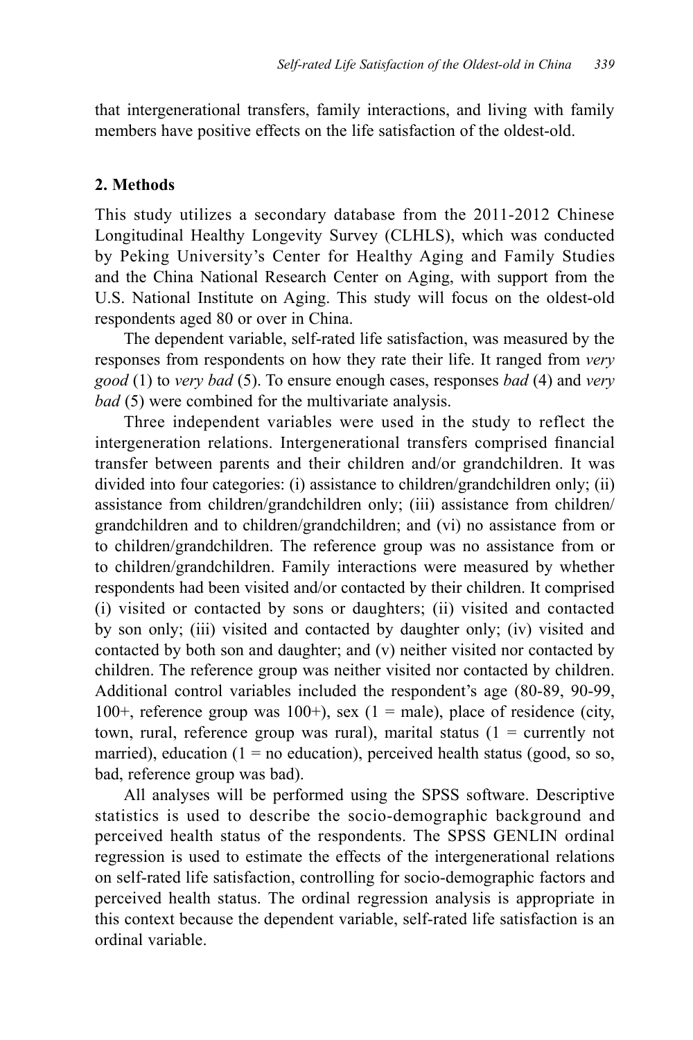that intergenerational transfers, family interactions, and living with family members have positive effects on the life satisfaction of the oldest-old.

## 2. Methods

This study utilizes a secondary database from the 2011-2012 Chinese Longitudinal Healthy Longevity Survey (CLHLS), which was conducted by Peking University's Center for Healthy Aging and Family Studies and the China National Research Center on Aging, with support from the U.S. National Institute on Aging. This study will focus on the oldest-old respondents aged 80 or over in China.

The dependent variable, self-rated life satisfaction, was measured by the responses from respondents on how they rate their life. It ranged from *very good* (1) to *very bad* (5). To ensure enough cases, responses *bad* (4) and *very bad* (5) were combined for the multivariate analysis.

Three independent variables were used in the study to reflect the intergeneration relations. Intergenerational transfers comprised financial transfer between parents and their children and/or grandchildren. It was divided into four categories: (i) assistance to children/grandchildren only; (ii) assistance from children/grandchildren only; (iii) assistance from children/grandchildren and to children/grandchildren; and (vi) no assistance from or to children/grandchildren. The reference group was no assistance from or to children/grandchildren. Family interactions were measured by whether respondents had been visited and/or contacted by their children. It comprised (i) visited or contacted by sons or daughters; (ii) visited and contacted by son only; (iii) visited and contacted by daughter only; (iv) visited and contacted by both son and daughter; and (v) neither visited nor contacted by children. The reference group was neither visited nor contacted by children. Additional control variables included the respondent's age (80-89, 90-99, 100+, reference group was 100+), sex (1 = male), place of residence (city, town, rural, reference group was rural), marital status (1 = currently not married), education (1 = no education), perceived health status (good, so so, bad, reference group was bad).

All analyses will be performed using the SPSS software. Descriptive statistics is used to describe the socio-demographic background and perceived health status of the respondents. The SPSS GENLIN ordinal regression is used to estimate the effects of the intergenerational relations on self-rated life satisfaction, controlling for socio-demographic factors and perceived health status. The ordinal regression analysis is appropriate in this context because the dependent variable, self-rated life satisfaction is an ordinal variable.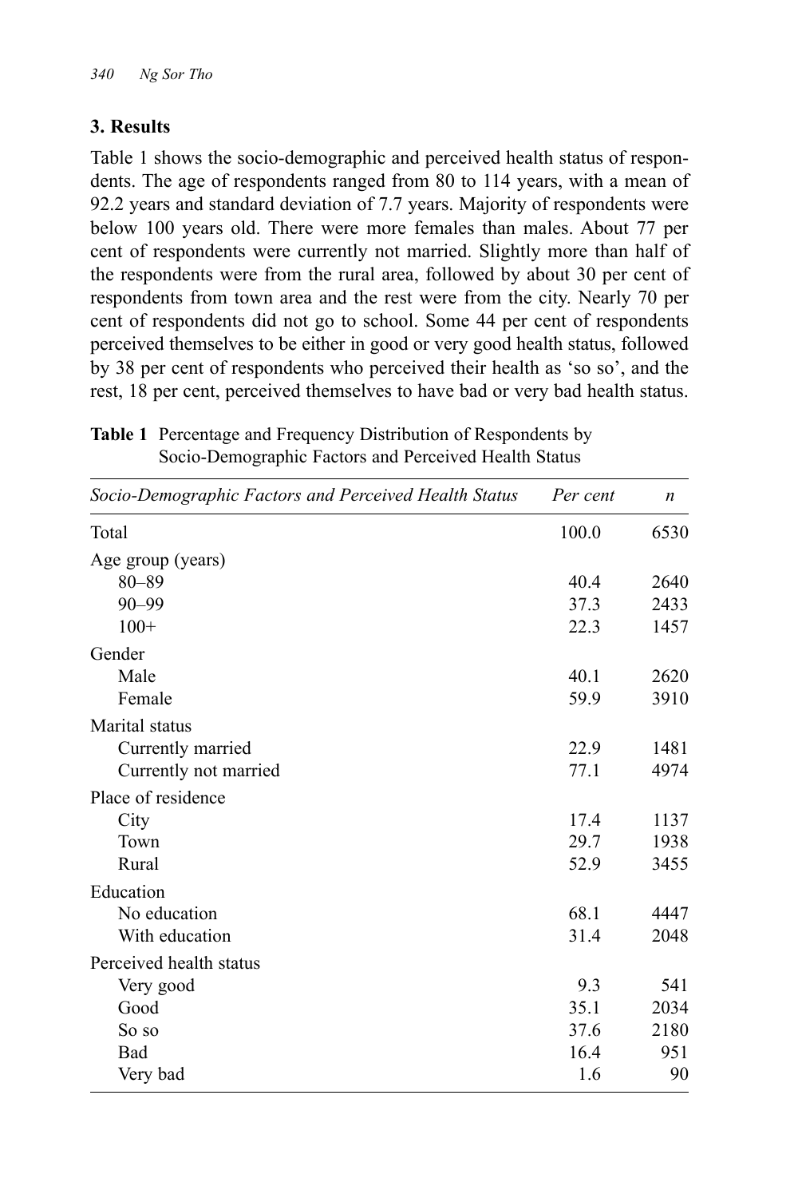## 3. Results

Table 1 shows the socio-demographic and perceived health status of respondents. The age of respondents ranged from 80 to 114 years, with a mean of 92.2 years and standard deviation of 7.7 years. Majority of respondents were below 100 years old. There were more females than males. About 77 per cent of respondents were currently not married. Slightly more than half of the respondents were from the rural area, followed by about 30 per cent of respondents from town area and the rest were from the city. Nearly 70 per cent of respondents did not go to school. Some 44 per cent of respondents perceived themselves to be either in good or very good health status, followed by 38 per cent of respondents who perceived their health as 'so so', and the rest, 18 per cent, perceived themselves to have bad or very bad health status.

**Table 1** Percentage and Frequency Distribution of Respondents by Socio-Demographic Factors and Perceived Health Status

| *Socio-Demographic Factors and Perceived Health Status* | *Per cent* | *n* |
|---|---|---|
| Total | 100.0 | 6530 |
| Age group (years) | | |
| 80–89 | 40.4 | 2640 |
| 90–99 | 37.3 | 2433 |
| 100+ | 22.3 | 1457 |
| Gender | | |
| Male | 40.1 | 2620 |
| Female | 59.9 | 3910 |
| Marital status | | |
| Currently married | 22.9 | 1481 |
| Currently not married | 77.1 | 4974 |
| Place of residence | | |
| City | 17.4 | 1137 |
| Town | 29.7 | 1938 |
| Rural | 52.9 | 3455 |
| Education | | |
| No education | 68.1 | 4447 |
| With education | 31.4 | 2048 |
| Perceived health status | | |
| Very good | 9.3 | 541 |
| Good | 35.1 | 2034 |
| So so | 37.6 | 2180 |
| Bad | 16.4 | 951 |
| Very bad | 1.6 | 90 |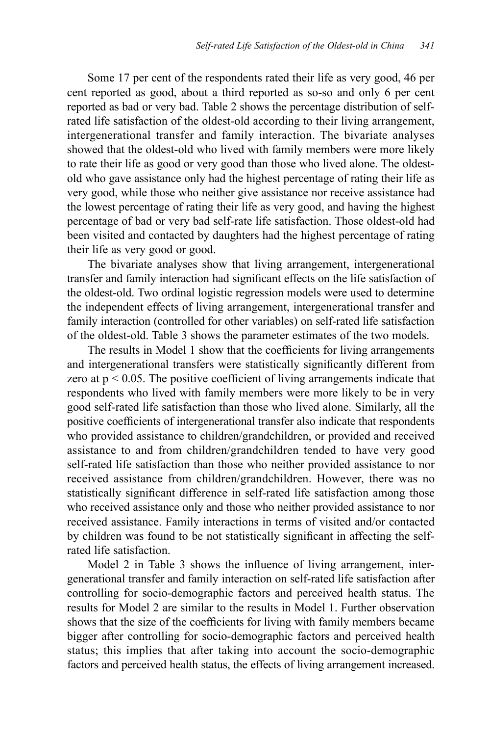Some 17 per cent of the respondents rated their life as very good, 46 per cent reported as good, about a third reported as so-so and only 6 per cent reported as bad or very bad. Table 2 shows the percentage distribution of self-rated life satisfaction of the oldest-old according to their living arrangement, intergenerational transfer and family interaction. The bivariate analyses showed that the oldest-old who lived with family members were more likely to rate their life as good or very good than those who lived alone. The oldest-old who gave assistance only had the highest percentage of rating their life as very good, while those who neither give assistance nor receive assistance had the lowest percentage of rating their life as very good, and having the highest percentage of bad or very bad self-rate life satisfaction. Those oldest-old had been visited and contacted by daughters had the highest percentage of rating their life as very good or good.

The bivariate analyses show that living arrangement, intergenerational transfer and family interaction had significant effects on the life satisfaction of the oldest-old. Two ordinal logistic regression models were used to determine the independent effects of living arrangement, intergenerational transfer and family interaction (controlled for other variables) on self-rated life satisfaction of the oldest-old. Table 3 shows the parameter estimates of the two models.

The results in Model 1 show that the coefficients for living arrangements and intergenerational transfers were statistically significantly different from zero at $p < 0.05$. The positive coefficient of living arrangements indicate that respondents who lived with family members were more likely to be in very good self-rated life satisfaction than those who lived alone. Similarly, all the positive coefficients of intergenerational transfer also indicate that respondents who provided assistance to children/grandchildren, or provided and received assistance to and from children/grandchildren tended to have very good self-rated life satisfaction than those who neither provided assistance to nor received assistance from children/grandchildren. However, there was no statistically significant difference in self-rated life satisfaction among those who received assistance only and those who neither provided assistance to nor received assistance. Family interactions in terms of visited and/or contacted by children was found to be not statistically significant in affecting the self-rated life satisfaction.

Model 2 in Table 3 shows the influence of living arrangement, intergenerational transfer and family interaction on self-rated life satisfaction after controlling for socio-demographic factors and perceived health status. The results for Model 2 are similar to the results in Model 1. Further observation shows that the size of the coefficients for living with family members became bigger after controlling for socio-demographic factors and perceived health status; this implies that after taking into account the socio-demographic factors and perceived health status, the effects of living arrangement increased.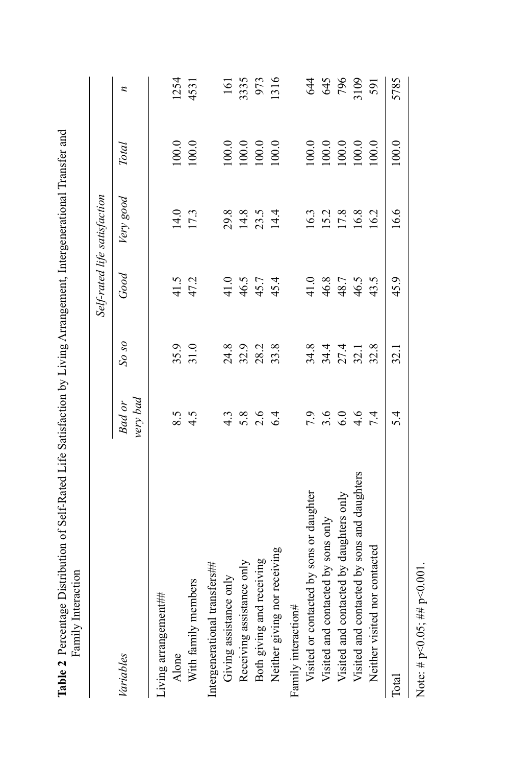**Table 2** Percentage Distribution of Self-Rated Life Satisfaction by Living Arrangement, Intergenerational Transfer and Family Interaction

| *Variables* | *Self-rated life satisfaction* | | | | | |
|---|---|---|---|---|---|---|
| | *Bad or very bad* | *So so* | *Good* | *Very good* | *Total* | *n* |
| Living arrangement## | | | | | | |
| Alone | 8.5 | 35.9 | 41.5 | 14.0 | 100.0 | 1254 |
| With family members | 4.5 | 31.0 | 47.2 | 17.3 | 100.0 | 4531 |
| Intergenerational transfers## | | | | | | |
| Giving assistance only | 4.3 | 24.8 | 41.0 | 29.8 | 100.0 | 161 |
| Receiving assistance only | 5.8 | 32.9 | 46.5 | 14.8 | 100.0 | 3335 |
| Both giving and receiving | 2.6 | 28.2 | 45.7 | 23.5 | 100.0 | 973 |
| Neither giving nor receiving | 6.4 | 33.8 | 45.4 | 14.4 | 100.0 | 1316 |
| Family interaction# | | | | | | |
| Visited or contacted by sons or daughter | 7.9 | 34.8 | 41.0 | 16.3 | 100.0 | 644 |
| Visited and contacted by sons only | 3.6 | 34.4 | 46.8 | 15.2 | 100.0 | 645 |
| Visited and contacted by daughters only | 6.0 | 27.4 | 48.7 | 17.8 | 100.0 | 796 |
| Visited and contacted by sons and daughters | 4.6 | 32.1 | 46.5 | 16.8 | 100.0 | 3109 |
| Neither visited nor contacted | 7.4 | 32.8 | 43.5 | 16.2 | 100.0 | 591 |
| Total | 5.4 | 32.1 | 45.9 | 16.6 | 100.0 | 5785 |

Note: # $p<0.05$; ## $p<0.001$.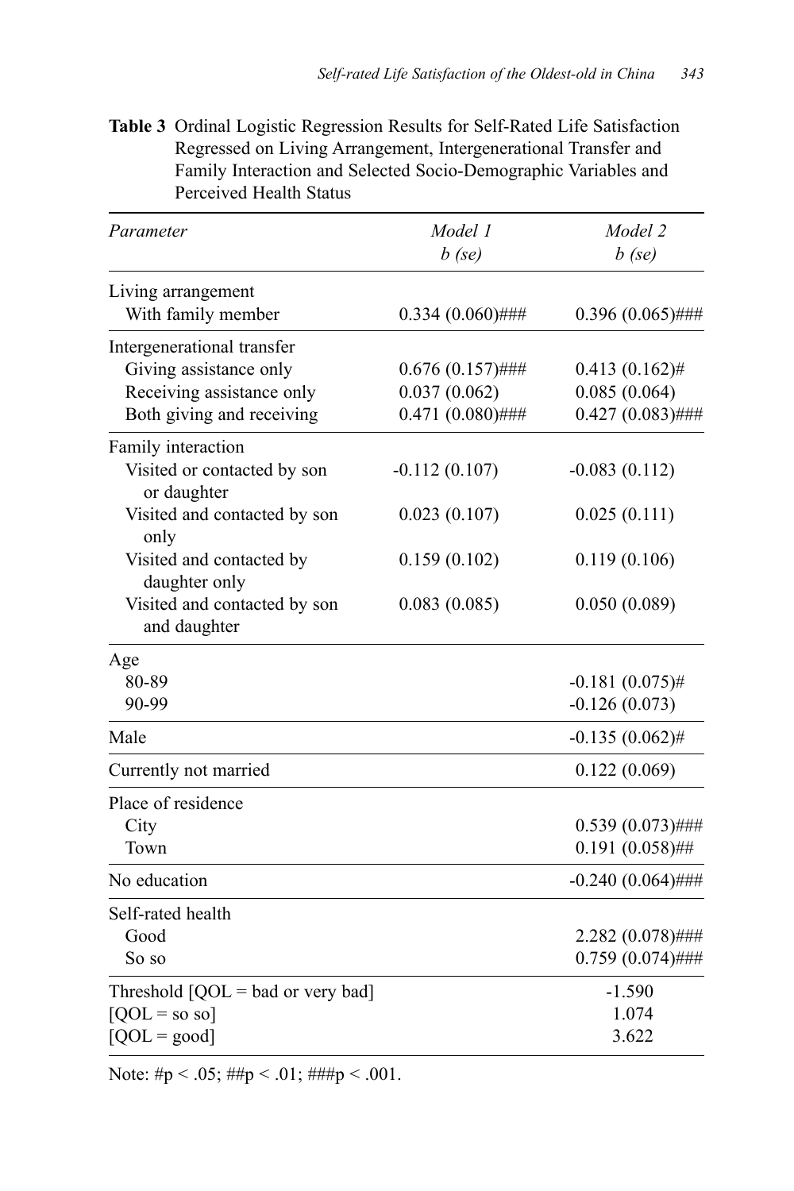**Table 3** Ordinal Logistic Regression Results for Self-Rated Life Satisfaction Regressed on Living Arrangement, Intergenerational Transfer and Family Interaction and Selected Socio-Demographic Variables and Perceived Health Status

| *Parameter* | *Model 1* *b (se)* | *Model 2* *b (se)* |
|---|---|---|
| Living arrangement | | |
| With family member | 0.334 (0.060)### | 0.396 (0.065)### |
| Intergenerational transfer | | |
| Giving assistance only | 0.676 (0.157)### | 0.413 (0.162)# |
| Receiving assistance only | 0.037 (0.062) | 0.085 (0.064) |
| Both giving and receiving | 0.471 (0.080)### | 0.427 (0.083)### |
| Family interaction | | |
| Visited or contacted by son or daughter | -0.112 (0.107) | -0.083 (0.112) |
| Visited and contacted by son only | 0.023 (0.107) | 0.025 (0.111) |
| Visited and contacted by daughter only | 0.159 (0.102) | 0.119 (0.106) |
| Visited and contacted by son and daughter | 0.083 (0.085) | 0.050 (0.089) |
| Age | | |
| 80-89 | | -0.181 (0.075)# |
| 90-99 | | -0.126 (0.073) |
| Male | | -0.135 (0.062)# |
| Currently not married | | 0.122 (0.069) |
| Place of residence | | |
| City | | 0.539 (0.073)### |
| Town | | 0.191 (0.058)## |
| No education | | -0.240 (0.064)### |
| Self-rated health | | |
| Good | | 2.282 (0.078)### |
| So so | | 0.759 (0.074)### |
| Threshold [QOL = bad or very bad] | | -1.590 |
| [QOL = so so] | | 1.074 |
| [QOL = good] | | 3.622 |

Note: #p < .05; ##p < .01; ###p < .001.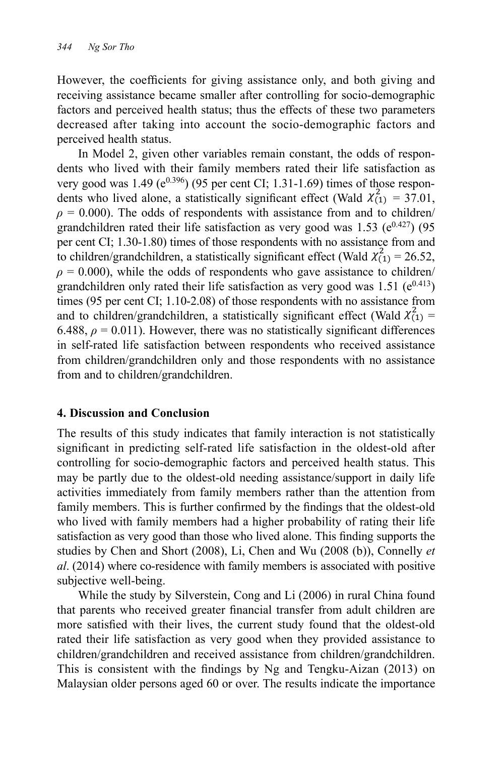However, the coefficients for giving assistance only, and both giving and receiving assistance became smaller after controlling for socio-demographic factors and perceived health status; thus the effects of these two parameters decreased after taking into account the socio-demographic factors and perceived health status.

In Model 2, given other variables remain constant, the odds of respondents who lived with their family members rated their life satisfaction as very good was 1.49 ($e^{0.396}$) (95 per cent CI; 1.31-1.69) times of those respondents who lived alone, a statistically significant effect (Wald $\chi^2_{(1)}$ = 37.01, $\rho$ = 0.000). The odds of respondents with assistance from and to children/grandchildren rated their life satisfaction as very good was 1.53 ($e^{0.427}$) (95 per cent CI; 1.30-1.80) times of those respondents with no assistance from and to children/grandchildren, a statistically significant effect (Wald $\chi^2_{(1)}$ = 26.52, $\rho$ = 0.000), while the odds of respondents who gave assistance to children/grandchildren only rated their life satisfaction as very good was 1.51 ($e^{0.413}$) times (95 per cent CI; 1.10-2.08) of those respondents with no assistance from and to children/grandchildren, a statistically significant effect (Wald $\chi^2_{(1)}$ = 6.488, $\rho$ = 0.011). However, there was no statistically significant differences in self-rated life satisfaction between respondents who received assistance from children/grandchildren only and those respondents with no assistance from and to children/grandchildren.

## 4. Discussion and Conclusion

The results of this study indicates that family interaction is not statistically significant in predicting self-rated life satisfaction in the oldest-old after controlling for socio-demographic factors and perceived health status. This may be partly due to the oldest-old needing assistance/support in daily life activities immediately from family members rather than the attention from family members. This is further confirmed by the findings that the oldest-old who lived with family members had a higher probability of rating their life satisfaction as very good than those who lived alone. This finding supports the studies by Chen and Short (2008), Li, Chen and Wu (2008 (b)), Connelly *et al*. (2014) where co-residence with family members is associated with positive subjective well-being.

While the study by Silverstein, Cong and Li (2006) in rural China found that parents who received greater financial transfer from adult children are more satisfied with their lives, the current study found that the oldest-old rated their life satisfaction as very good when they provided assistance to children/grandchildren and received assistance from children/grandchildren. This is consistent with the findings by Ng and Tengku-Aizan (2013) on Malaysian older persons aged 60 or over. The results indicate the importance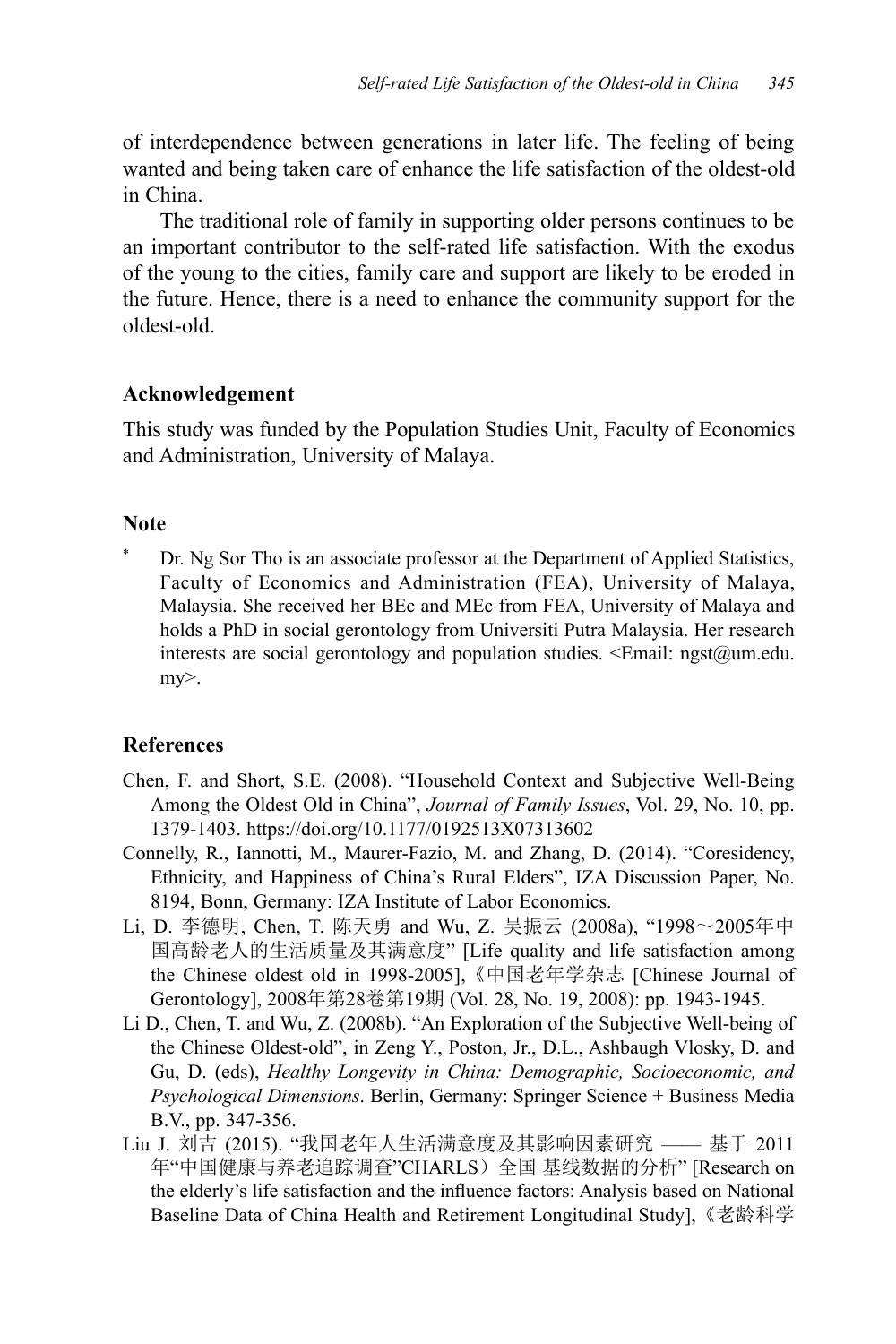of interdependence between generations in later life. The feeling of being wanted and being taken care of enhance the life satisfaction of the oldest-old in China.

The traditional role of family in supporting older persons continues to be an important contributor to the self-rated life satisfaction. With the exodus of the young to the cities, family care and support are likely to be eroded in the future. Hence, there is a need to enhance the community support for the oldest-old.

### Acknowledgement

This study was funded by the Population Studies Unit, Faculty of Economics and Administration, University of Malaya.

### Note

\* Dr. Ng Sor Tho is an associate professor at the Department of Applied Statistics, Faculty of Economics and Administration (FEA), University of Malaya, Malaysia. She received her BEc and MEc from FEA, University of Malaya and holds a PhD in social gerontology from Universiti Putra Malaysia. Her research interests are social gerontology and population studies. <Email: ngst@um.edu.my>.

### References

Chen, F. and Short, S.E. (2008). "Household Context and Subjective Well-Being Among the Oldest Old in China", *Journal of Family Issues*, Vol. 29, No. 10, pp. 1379-1403. https://doi.org/10.1177/0192513X07313602

Connelly, R., Iannotti, M., Maurer-Fazio, M. and Zhang, D. (2014). "Coresidency, Ethnicity, and Happiness of China's Rural Elders", IZA Discussion Paper, No. 8194, Bonn, Germany: IZA Institute of Labor Economics.

Li, D. 李德明, Chen, T. 陈天勇 and Wu, Z. 吴振云 (2008a), "1998～2005年中国高龄老人的生活质量及其满意度" [Life quality and life satisfaction among the Chinese oldest old in 1998-2005],《中国老年学杂志 [Chinese Journal of Gerontology], 2008年第28卷第19期 (Vol. 28, No. 19, 2008): pp. 1943-1945.

Li D., Chen, T. and Wu, Z. (2008b). "An Exploration of the Subjective Well-being of the Chinese Oldest-old", in Zeng Y., Poston, Jr., D.L., Ashbaugh Vlosky, D. and Gu, D. (eds), *Healthy Longevity in China: Demographic, Socioeconomic, and Psychological Dimensions*. Berlin, Germany: Springer Science + Business Media B.V., pp. 347-356.

Liu J. 刘吉 (2015). "我国老年人生活满意度及其影响因素研究 —— 基于 2011 年"中国健康与养老追踪调查"CHARLS）全国 基线数据的分析" [Research on the elderly's life satisfaction and the influence factors: Analysis based on National Baseline Data of China Health and Retirement Longitudinal Study],《老龄科学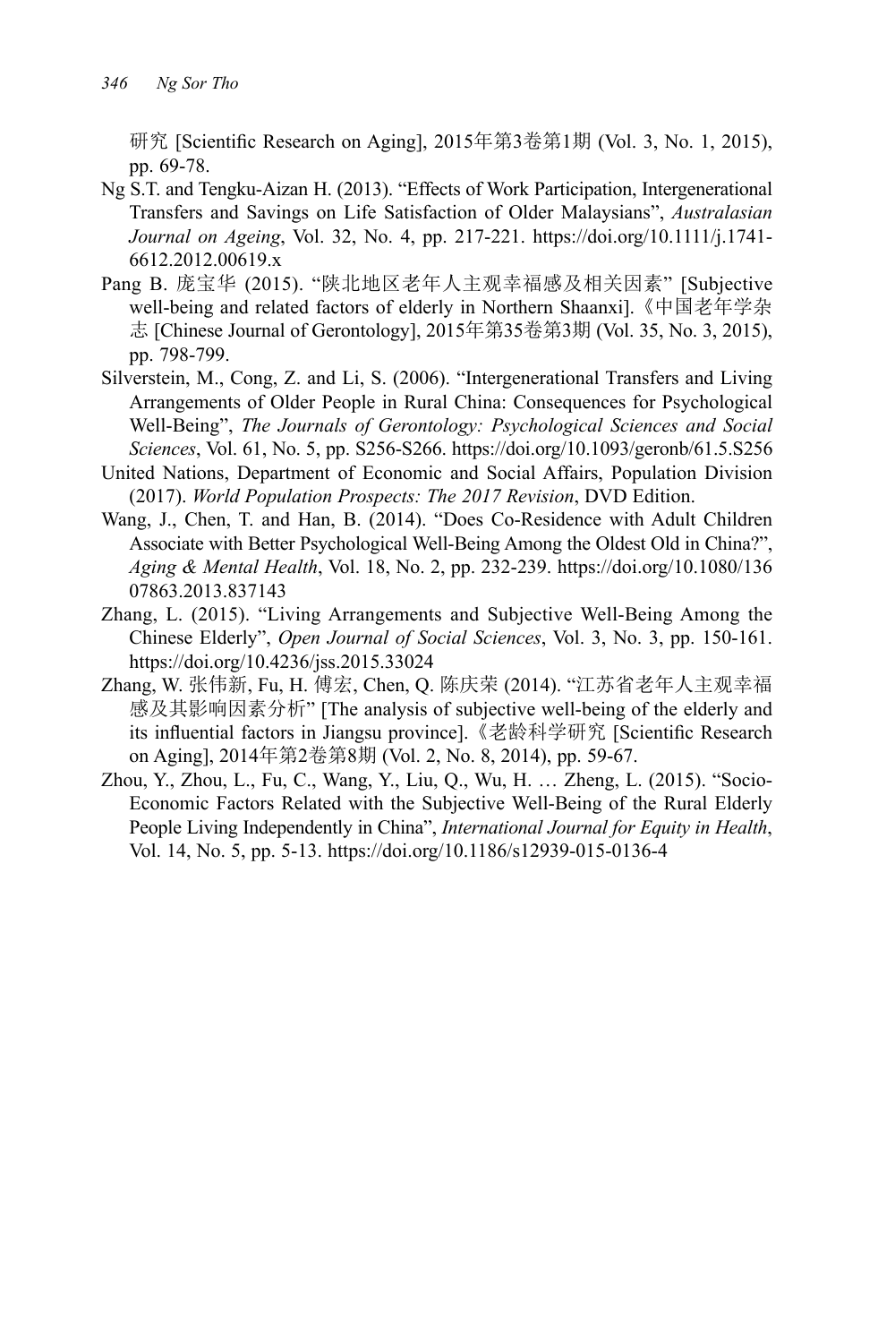研究 [Scientific Research on Aging], 2015年第3卷第1期 (Vol. 3, No. 1, 2015), pp. 69-78.

Ng S.T. and Tengku-Aizan H. (2013). “Effects of Work Participation, Intergenerational Transfers and Savings on Life Satisfaction of Older Malaysians”, *Australasian Journal on Ageing*, Vol. 32, No. 4, pp. 217-221. https://doi.org/10.1111/j.1741-6612.2012.00619.x

Pang B. 庞宝华 (2015). “陕北地区老年人主观幸福感及相关因素” [Subjective well-being and related factors of elderly in Northern Shaanxi].《中国老年学杂志 [Chinese Journal of Gerontology], 2015年第35卷第3期 (Vol. 35, No. 3, 2015), pp. 798-799.

Silverstein, M., Cong, Z. and Li, S. (2006). “Intergenerational Transfers and Living Arrangements of Older People in Rural China: Consequences for Psychological Well-Being”, *The Journals of Gerontology: Psychological Sciences and Social Sciences*, Vol. 61, No. 5, pp. S256-S266. https://doi.org/10.1093/geronb/61.5.S256

United Nations, Department of Economic and Social Affairs, Population Division (2017). *World Population Prospects: The 2017 Revision*, DVD Edition.

Wang, J., Chen, T. and Han, B. (2014). “Does Co-Residence with Adult Children Associate with Better Psychological Well-Being Among the Oldest Old in China?”, *Aging & Mental Health*, Vol. 18, No. 2, pp. 232-239. https://doi.org/10.1080/13607863.2013.837143

Zhang, L. (2015). “Living Arrangements and Subjective Well-Being Among the Chinese Elderly”, *Open Journal of Social Sciences*, Vol. 3, No. 3, pp. 150-161. https://doi.org/10.4236/jss.2015.33024

Zhang, W. 张伟新, Fu, H. 傅宏, Chen, Q. 陈庆荣 (2014). “江苏省老年人主观幸福感及其影响因素分析” [The analysis of subjective well-being of the elderly and its influential factors in Jiangsu province].《老龄科学研究 [Scientific Research on Aging], 2014年第2卷第8期 (Vol. 2, No. 8, 2014), pp. 59-67.

Zhou, Y., Zhou, L., Fu, C., Wang, Y., Liu, Q., Wu, H. … Zheng, L. (2015). “Socio-Economic Factors Related with the Subjective Well-Being of the Rural Elderly People Living Independently in China”, *International Journal for Equity in Health*, Vol. 14, No. 5, pp. 5-13. https://doi.org/10.1186/s12939-015-0136-4